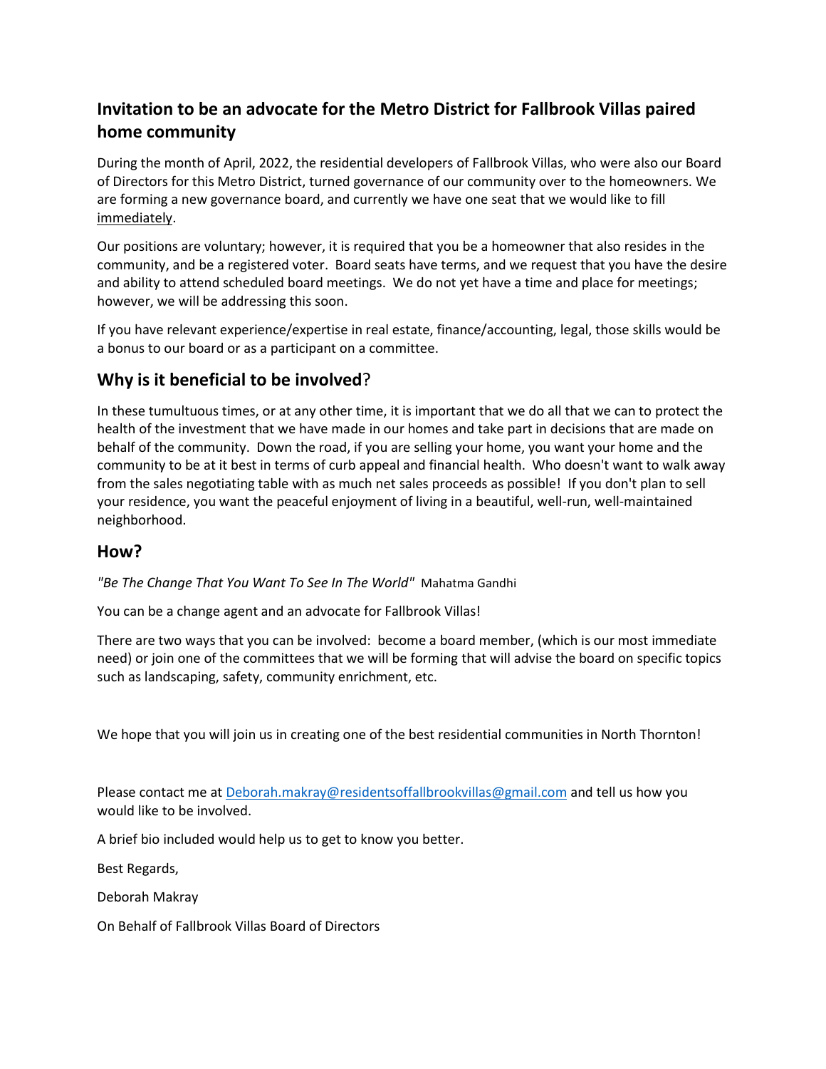## Invitation to be an advocate for the Metro District for Fallbrook Villas paired home community

During the month of April, 2022, the residential developers of Fallbrook Villas, who were also our Board of Directors for this Metro District, turned governance of our community over to the homeowners. We are forming a new governance board, and currently we have one seat that we would like to fill immediately.

Our positions are voluntary; however, it is required that you be a homeowner that also resides in the community, and be a registered voter. Board seats have terms, and we request that you have the desire and ability to attend scheduled board meetings. We do not yet have a time and place for meetings; however, we will be addressing this soon.

If you have relevant experience/expertise in real estate, finance/accounting, legal, those skills would be a bonus to our board or as a participant on a committee.

## **Why is it beneficial to be involved**?

In these tumultuous times, or at any other time, it is important that we do all that we can to protect the health of the investment that we have made in our homes and take part in decisions that are made on behalf of the community. Down the road, if you are selling your home, you want your home and the community to be at it best in terms of curb appeal and financial health. Who doesn't want to walk away from the sales negotiating table with as much net sales proceeds as possible! If you don't plan to sell your residence, you want the peaceful enjoyment of living in a beautiful, well-run, well-maintained neighborhood.

## How?

*"Be The Change That You Want To See In The World"* Mahatma Gandhi

You can be a change agent and an advocate for Fallbrook Villas!

There are two ways that you can be involved: become a board member, (which is our most immediate need) or join one of the committees that we will be forming that will advise the board on specific topics such as landscaping, safety, community enrichment, etc.

We hope that you will join us in creating one of the best residential communities in North Thornton!

Please contact me at Deborah.makray@residentsoffallbrookvillas@gmail.com and tell us how you would like to be involved.

A brief bio included would help us to get to know you better.

Best Regards,

Deborah Makray

On Behalf of Fallbrook Villas Board of Directors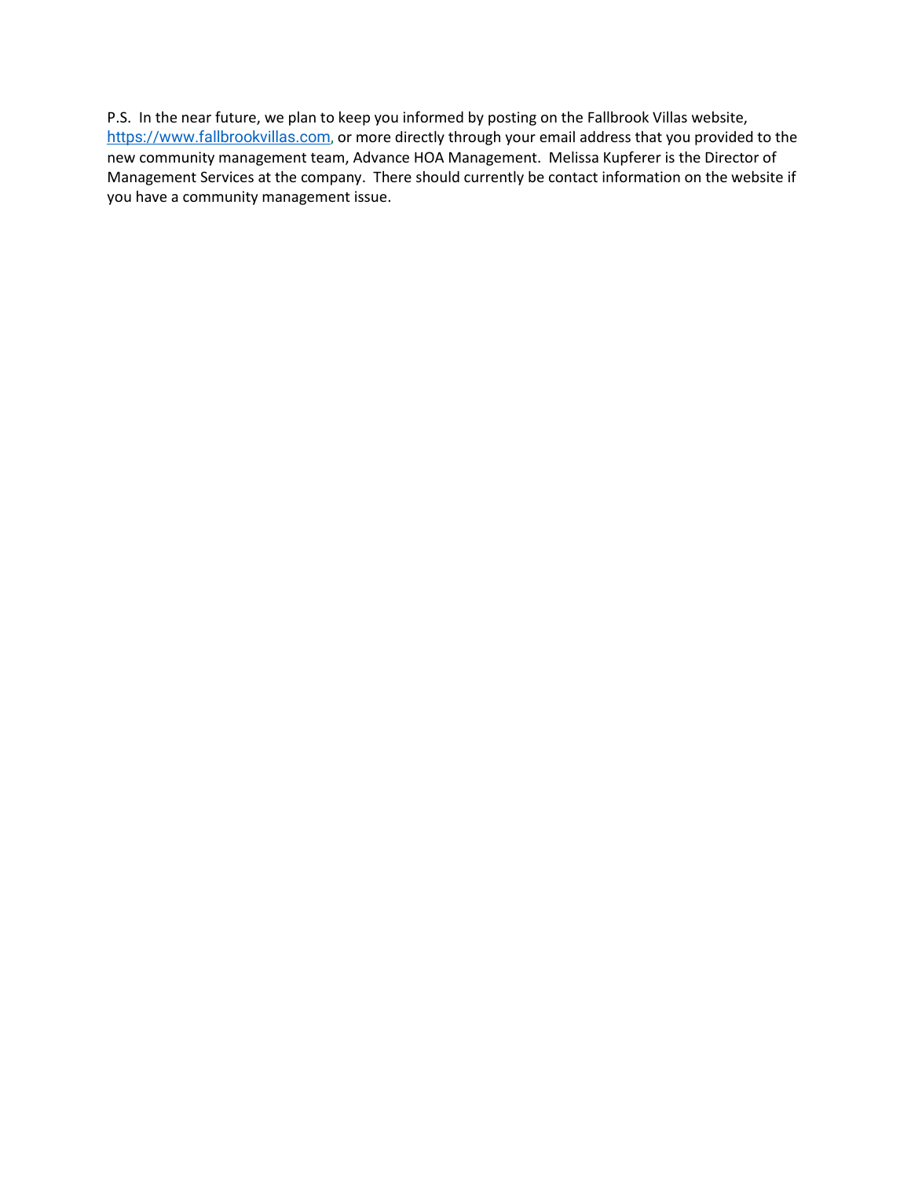P.S. In the near future, we plan to keep you informed by posting on the Fallbrook Villas website, https://www.fallbrookvillas.com, or more directly through your email address that you provided to the new community management team, Advance HOA Management. Melissa Kupferer is the Director of Management Services at the company. There should currently be contact information on the website if you have a community management issue.